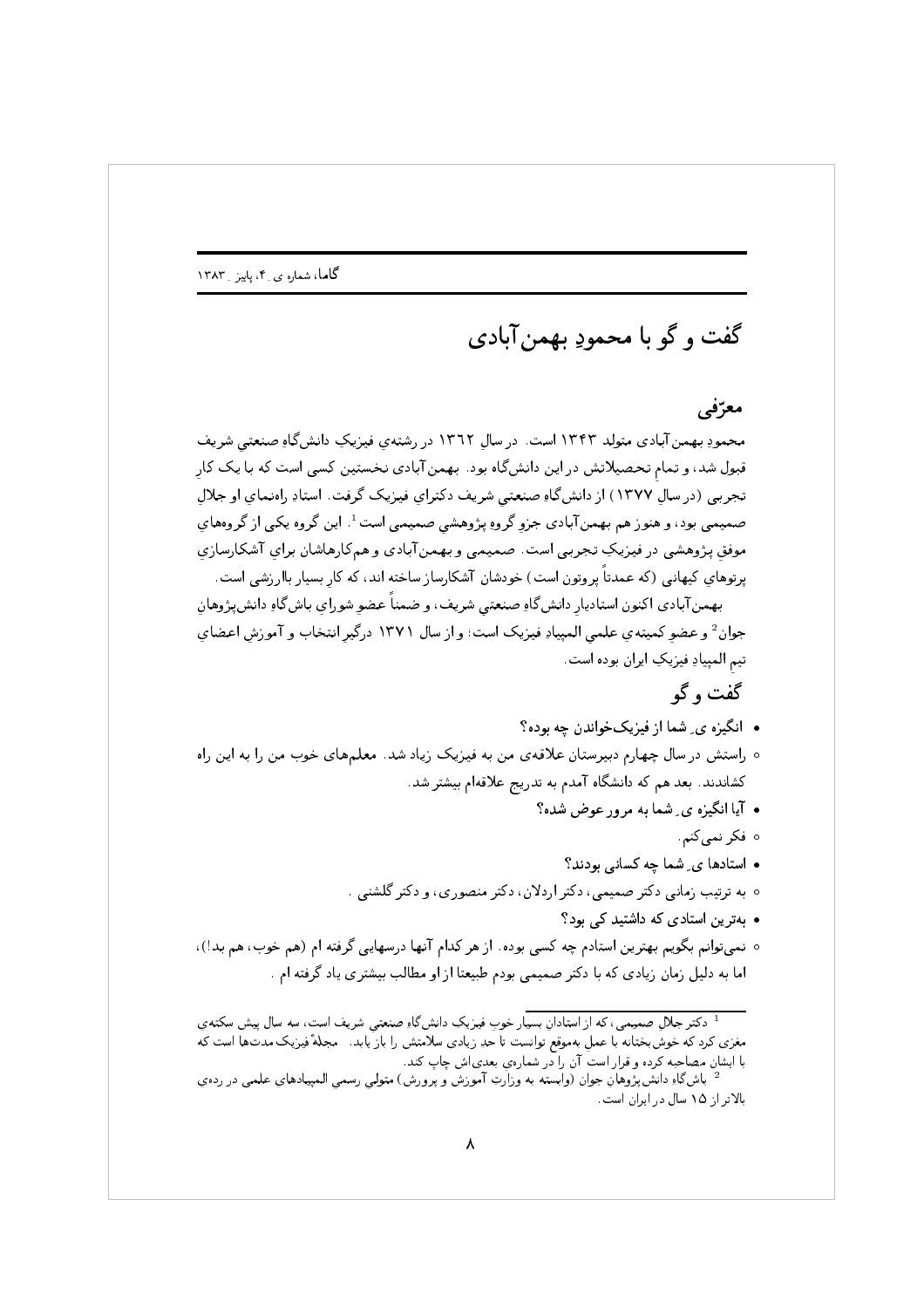# گفت و گو با محمودِ بهمن‌آبادی

## معرّفی

محمودِ بهمن‌آبادی متولد ۱۳۴۳ است. در سالِ ۱۳۶۲ در رشته‌ی فیزیکِ دانش‌گاهِ صنعتیِ شریف قبول شد، و تمامِ تحصیلاتش در این دانش‌گاه بود. بهمن‌آبادی نخستین کسی است که با یک کارِ تجربی (در سالِ ۱۳۷۷) از دانش‌گاهِ صنعتیِ شریف دکترای فیزیک گرفت. استادِ راه‌نمایِ او جلالِ صمیمی بود، و هنوز هم بهمن‌آبادی جزوِ گروهِ پژوهشیِ صمیمی است[1]. این گروه یکی از گروه‌هایِ موفقِ پژوهشی در فیزیکِ تجربی است. صمیمی و بهمن‌آبادی و هم‌کارهاشان برایِ آشکارسازیِ پرتوهایِ کیهانی (که عمدتاً پروتون است) خودشان آشکارساز ساخته اند، که کارِ بسیار باارزشی است.

بهمن‌آبادی اکنون استادیارِ دانش‌گاهِ صنعتیِ شریف، و ضمناً عضوِ شورایِ باش‌گاهِ دانش‌پژوهانِ جوان[2] و عضوِ کمیته‌یِ علمیِ المپیادِ فیزیک است؛ و از سال ۱۳۷۱ درگیرِ انتخاب و آموزشِ اعضایِ تیمِ المپیادِ فیزیکِ ایران بوده است.

## گفت و گو

- **انگیزه یِ شما از فیزیک‌خواندن چه بوده؟**
  - راستش در سال چهارم دبیرستان علاقه‌ی من به فیزیک زیاد شد. معلم‌های خوبِ من را به این راه کشاندند. بعد هم که دانشگاه آمدم به تدریج علاقه‌ام بیشتر شد.
- **آیا انگیزه یِ شما به مرور عوض شده؟**
  - فکر نمی‌کنم.
- **استادها یِ شما چه کسانی بودند؟**
  - به ترتیب زمانی دکتر صمیمی، دکتر اردلان، دکتر منصوری، و دکتر گلشنی.
- **به‌ترین استادی که داشتید کی بود؟**
  - نمی‌توانم بگویم بهترین استادم چه کسی بوده. از هر کدام آنها درسهایی گرفته ام (هم خوب، هم بد!)، اما به دلیل زمان زیادی که با دکتر صمیمی بودم طبیعتا از او مطالب بیشتری یاد گرفته ام.

---

[1] دکتر جلالِ صمیمی، که از استادانِ بسیار خوبِ فیزیکِ دانش‌گاهِ صنعتیِ شریف است، سه سال پیش سکته‌ی مغزی کرد که خوش‌بختانه با عملِ به‌موقع توانست تا حدِ زیادی سلامتش را باز یابد. مجله‌ی فیزیک مدت‌ها است که با ایشان مصاحبه کرده و قرار است آن را در شماره‌ی بعدی‌اش چاپ کند.

[2] باش‌گاه دانش‌پژوهان جوان (وابسته به وزارت آموزش و پرورش) متولیِ رسمیِ المپیادهایِ علمی در رده‌یِ بالاتر از ۱۵ سال در ایران است.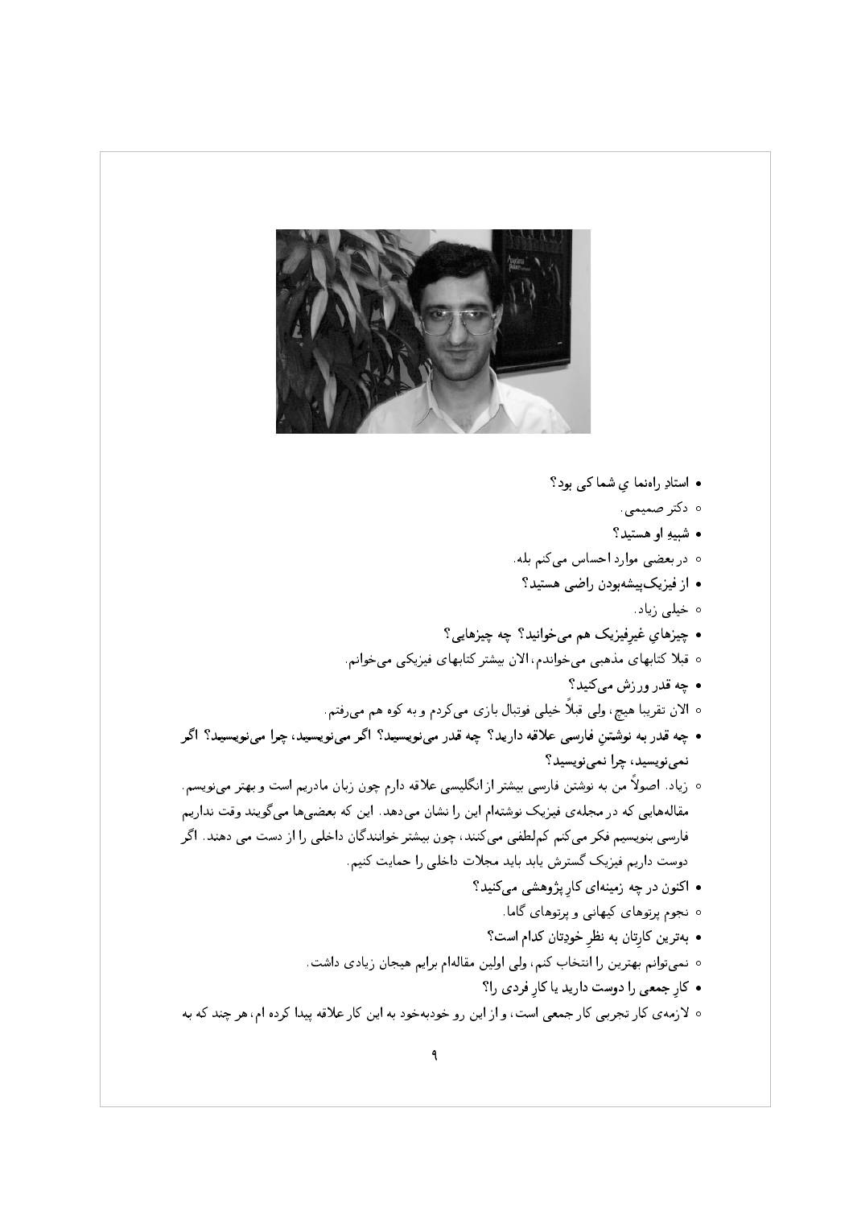- **استادِ راه‌نما ي شما کی بود؟**
  - دکتر صمیمی.
- **شبیهِ او هستید؟**
  - در بعضی موارد احساس می‌کنم بله.
- **از فیزیک‌پیشه‌بودن راضی هستید؟**
  - خیلی زیاد.
- **چیزهايِ غیرِفیزیک هم می‌خوانید؟ چه چیزهایی؟**
  - قبلا کتابهای مذهبی می‌خواندم، الان بیشتر کتابهای فیزیکی می‌خوانم.
- **چه قدر ورزش می‌کنید؟**
  - الان تقریبا هیچ، ولی قبلاً خیلی فوتبال بازی می‌کردم و به کوه هم می‌رفتم.
- **چه قدر به نوشتنِ فارسی علاقه دارید؟ چه قدر می‌نویسید؟ اگر می‌نویسید، چرا می‌نویسید؟ اگر نمی‌نویسید، چرا نمی‌نویسید؟**
  - زیاد. اصولاً من به نوشتن فارسی بیشتر از انگلیسی علاقه دارم چون زبان مادریم است و بهتر می‌نویسم. مقاله‌هایی که در مجله‌ی فیزیک نوشته‌ام این را نشان می‌دهد. این که بعضی‌ها می‌گویند وقت نداریم فارسی بنویسیم فکر می‌کنم کم‌لطفی می‌کنند، چون بیشتر خوانندگان داخلی را از دست می دهند. اگر دوست داریم فیزیک گسترش یابد باید مجلات داخلی را حمایت کنیم.
- **اکنون در چه زمینه‌ای کارِ پژوهشی می‌کنید؟**
  - نجوم پرتوهای کیهانی و پرتوهای گاما.
- **به‌ترین کارِتان به نظرِ خودِتان کدام است؟**
  - نمی‌توانم بهترین را انتخاب کنم، ولی اولین مقاله‌ام برایم هیجان زیادی داشت.
- **کارِ جمعی را دوست دارید یا کارِ فردی را؟**
  - لازمه‌ی کار تجربی کار جمعی است، و از این رو خودبه‌خود به این کار علاقه پیدا کرده ام، هر چند که به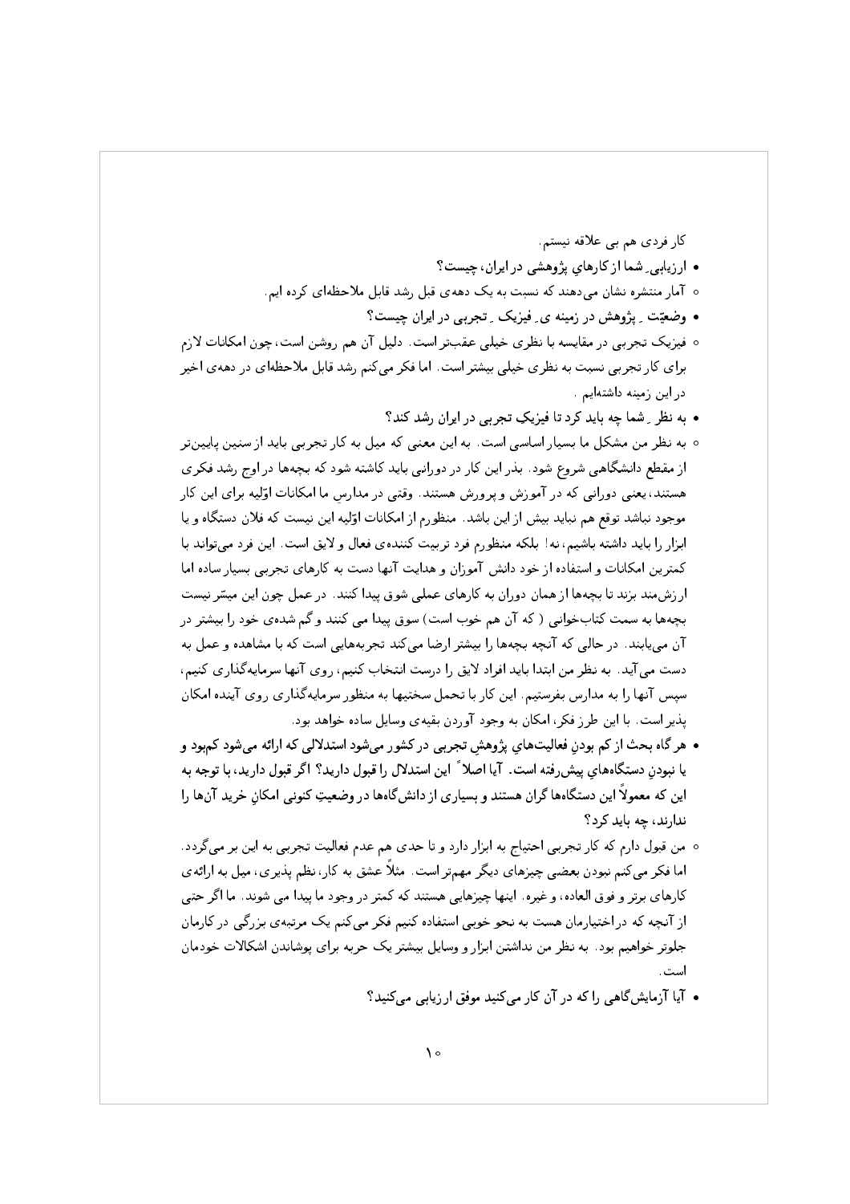کار فردی هم بی علاقه نیستم.

- **ارزیابیِ شما از کارهایِ پژوهشی در ایران، چیست؟**
  - آمار منتشره نشان می‌دهند که نسبت به یک دهه‌ی قبل رشد قابل ملاحظه‌ای کرده ایم.
- **وضعیّتِ پژوهش در زمینه یِ فیزیکِ تجربی در ایران چیست؟**
  - فیزیک تجربی در مقایسه با نظری خیلی عقب‌تر است. دلیل آن هم روشن است، چون امکانات لازم برای کار تجربی نسبت به نظری خیلی بیشتر است. اما فکر می‌کنم رشد قابل ملاحظه‌ای در دهه‌ی اخیر در این زمینه داشته‌ایم.
- **به نظرِ شما چه باید کرد تا فیزیکِ تجربی در ایران رشد کند؟**
  - به نظر من مشکل ما بسیار اساسی است. به این معنی که میل به کار تجربی باید از سنین پایین‌تر از مقطع دانشگاهی شروع شود. بذر این کار در دورانی باید کاشته شود که بچه‌ها در اوج رشد فکری هستند، یعنی دورانی که در آموزش و پرورش هستند. وقتی در مدارس ما امکانات اوّلیه برای این کار موجود نباشد توقع هم نباید بیش از این باشد. منظورم از امکانات اوّلیه این نیست که فلان دستگاه و یا ابزار را باید داشته باشیم، نه! بلکه منظورم فرد تربیت کننده‌ی فعال و لایق است. این فرد می‌تواند با کمترین امکانات و استفاده از خود دانش آموزان و هدایت آنها دست به کارهای تجربی بسیار ساده اما ارزشمند بزند تا بچه‌ها از همان دوران به کارهای عملی شوق پیدا کنند. در عمل چون این میسّر نیست بچه‌ها به سمت کتاب‌خوانی ( که آن هم خوب است) سوق پیدا می کنند و گم شده‌ی خود را بیشتر در آن می‌یابند. در حالی که آنچه بچه‌ها را بیشتر ارضا می‌کند تجربه‌هایی است که با مشاهده و عمل به دست می آید. به نظر من ابتدا باید افراد لایق را درست انتخاب کنیم، روی آنها سرمایه‌گذاری کنیم، سپس آنها را به مدارس بفرستیم. این کار با تحمل سختیها به منظور سرمایه‌گذاری روی آینده امکان پذیر است. با این طرز فکر، امکان به وجود آوردن بقیه‌ی وسایل ساده خواهد بود.
- **هر گاه بحث از کم بودنِ فعالیت‌هایِ پژوهشِ تجربی در کشور می‌شود استدلالی که ارائه می‌شود کمبود و یا نبودنِ دستگاه‌هایِ پیش‌رفته است. آیا اصلاً این استدلال را قبول دارید؟ اگر قبول دارید، با توجه به این که معمولاً این دستگاه‌ها گران هستند و بسیاری از دانش‌گاه‌ها در وضعیتِ کنونی امکانِ خرید آن‌ها را ندارند، چه باید کرد؟**
  - من قبول دارم که کار تجربی احتیاج به ابزار دارد و تا حدی هم عدم فعالیت تجربی به این بر می‌گردد. اما فکر می‌کنم نبودن بعضی چیزهای دیگر مهم‌تر است. مثلاً عشق به کار، نظم پذیری، میل به ارائه‌ی کارهای برتر و فوق العاده، و غیره. اینها چیزهایی هستند که کمتر در وجود ما پیدا می شوند. ما اگر حتی از آنچه که در اختیارمان هست به نحو خوبی استفاده کنیم فکر می‌کنم یک مرتبه‌ی بزرگی در کارمان جلوتر خواهیم بود. به نظر من نداشتن ابزار و وسایل بیشتر یک حربه برای پوشاندن اشکالات خودمان است.
- **آیا آزمایش‌گاهی را که در آن کار می‌کنید موفق ارزیابی می‌کنید؟**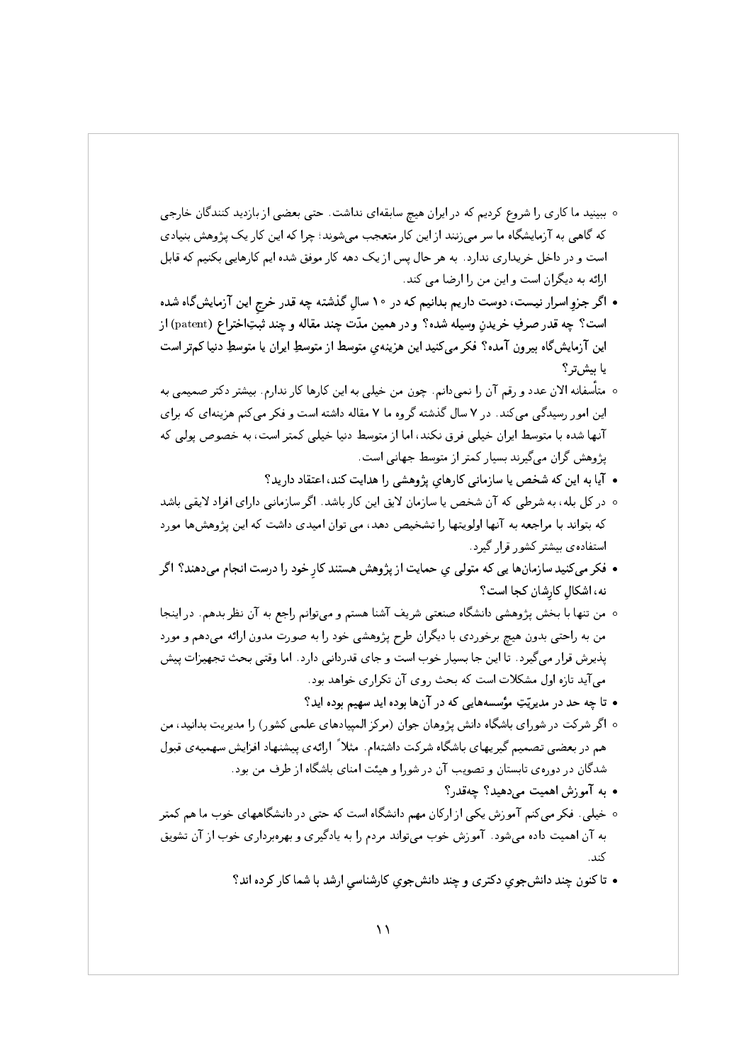◦ ببینید ما کاری را شروع کردیم که در ایران هیچ سابقه‌ای نداشت. حتی بعضی از بازدید کنندگان خارجی که گاهی به آزمایشگاه ما سر می‌زنند از این کار متعجب می‌شوند؛ چرا که این کار یک پژوهش بنیادی است و در داخل خریداری ندارد. به هر حال پس از یک دهه کار موفق شده ایم کارهایی بکنیم که قابل ارائه به دیگران است و این من را ارضا می کند.

- **اگر جزوِ اسرار نیست، دوست داریم بدانیم که در ۱۰ سالِ گذشته چه قدر خرجِ این آزمایش‌گاه شده است؟ چه قدر صرفِ خریدنِ وسیله شده؟ و در همین مدّت چند مقاله و چند ثبتِ‌اختراع (patent) از این آزمایش‌گاه بیرون آمده؟ فکر می‌کنید این هزینه‌یِ متوسط از متوسطِ ایران یا متوسطِ دنیا کم‌تر است یا بیش‌تر؟**

◦ متأسفانه الان عدد و رقم آن را نمی‌دانم. چون من خیلی به این کارها کار ندارم. بیشتر دکتر صمیمی به این امور رسیدگی می‌کند. در ۷ سال گذشته گروه ما ۷ مقاله داشته است و فکر می‌کنم هزینه‌ای که برای آنها شده با متوسط ایران خیلی فرق نکند، اما از متوسط دنیا خیلی کمتر است، به خصوص پولی که پژوهش گران می‌گیرند بسیار کمتر از متوسط جهانی است.

- **آیا به این که شخص یا سازمانی کارهایِ پژوهشی را هدایت کند، اعتقاد دارید؟**

◦ در کل بله، به شرطی که آن شخص یا سازمان لایق این کار باشد. اگر سازمانی دارای افراد لایقی باشد که بتواند با مراجعه به آنها اولویتها را تشخیص دهد، می توان امیدی داشت که این پژوهش‌ها مورد استفاده‌ی بیشتر کشور قرار گیرد.

- **فکر می‌کنید سازمان‌ها یی که متولی یِ حمایت از پژوهش هستند کارِ خود را درست انجام می‌دهند؟ اگر نه، اشکالِ کارِشان کجا است؟**

◦ من تنها با بخش پژوهشی دانشگاه صنعتی شریف آشنا هستم و می‌توانم راجع به آن نظر بدهم. در اینجا من به راحتی بدون هیچ برخوردی با دیگران طرح پژوهشی خود را به صورت مدون ارائه می‌دهم و مورد پذیرش قرار می‌گیرد. تا این جا بسیار خوب است و جای قدردانی دارد. اما وقتی بحث تجهیزات پیش می‌آید تازه اول مشکلات است که بحث روی آن تکراری خواهد بود.

- **تا چه حد در مدیریّتِ مؤسسه‌هایی که در آن‌ها بوده اید سهیم بوده اید؟**

◦ اگر شرکت در شورای باشگاه دانش پژوهان جوان (مرکز المپیادهای علمی کشور) را مدیریت بدانید، من هم در بعضی تصمیم گیریهای باشگاه شرکت داشته‌ام. مثلاً ارائه‌ی پیشنهاد افزایش سهمیه‌ی قبول شدگان در دوره‌ی تابستان و تصویب آن در شورا و هیئت امنای باشگاه از طرف من بود.

- **به آموزش اهمیت می‌دهید؟ چه‌قدر؟**

◦ خیلی. فکر می‌کنم آموزش یکی از ارکان مهم دانشگاه است که حتی در دانشگاههای خوب ما هم کمتر به آن اهمیت داده می‌شود. آموزش خوب می‌تواند مردم را به یادگیری و بهره‌برداری خوب از آن تشویق کند.

- **تا کنون چند دانش‌جویِ دکتری و چند دانش‌جویِ کارشناسیِ ارشد با شما کار کرده اند؟**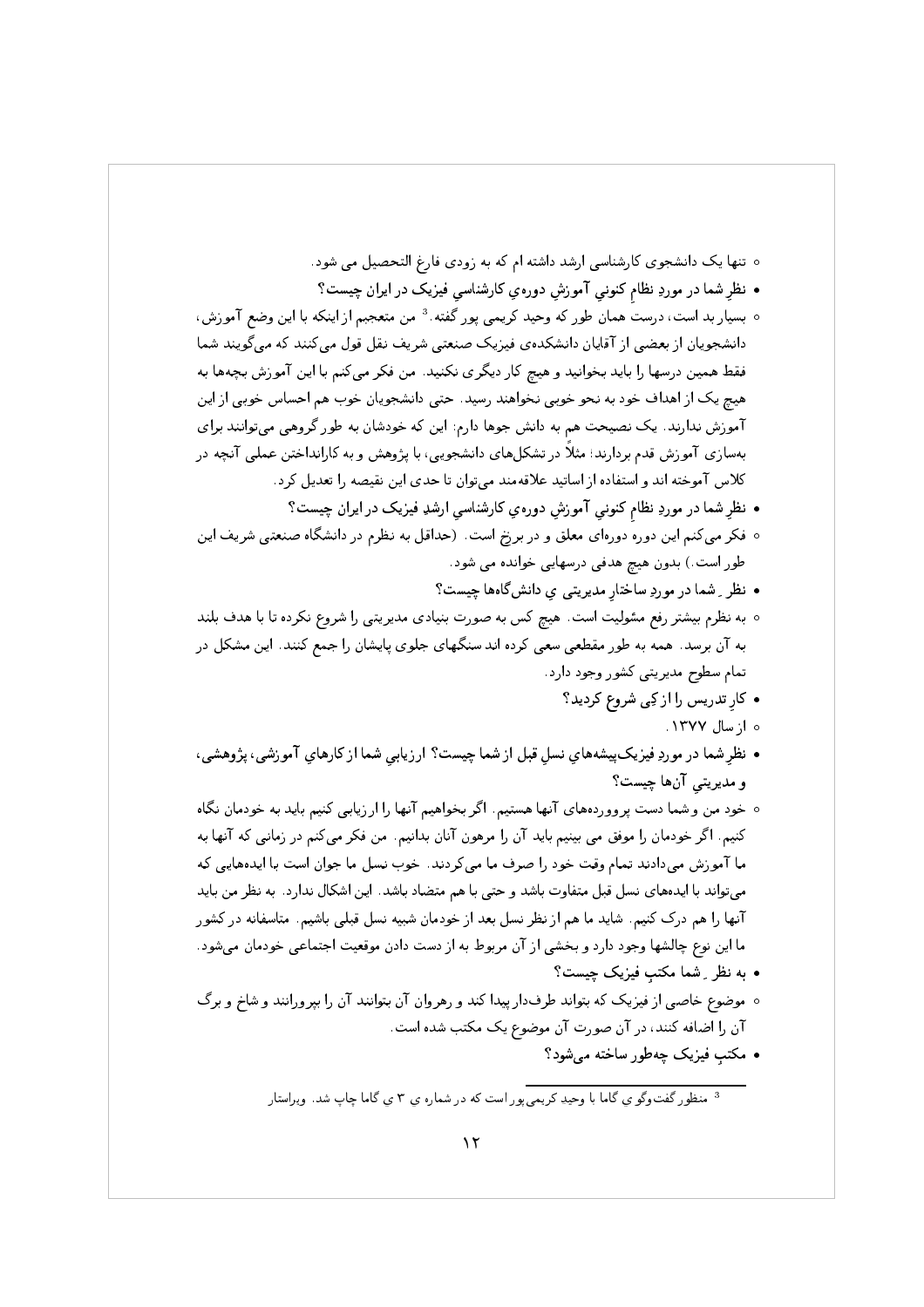- تنها یک دانشجوی کارشناسی ارشد داشته ام که به زودی فارغ التحصیل می شود.

- **نظرِ شما در موردِ نظامِ کنونیِ آموزشِ دوره‌یِ کارشناسیِ فیزیک در ایران چیست؟**

- بسیار بد است، درست همان طور که وحید کریمی پور گفته.[3] من متعجبم از اینکه با این وضع آموزش، دانشجویان از بعضی از آقایان دانشکده‌ی فیزیک صنعتی شریف نقل قول می‌کنند که می‌گویند شما فقط همین درسها را باید بخوانید و هیچ کار دیگری نکنید. من فکر می‌کنم با این آموزش بچه‌ها به هیچ یک از اهداف خود به نحو خوبی نخواهند رسید. حتی دانشجویان خوب هم احساس خوبی از این آموزش ندارند. یک نصیحت هم به دانش جوها دارم: این که خودشان به طور گروهی می‌توانند برای بهسازی آموزش قدم بردارند؛ مثلاً در تشکل‌های دانشجویی، با پژوهش و به کارانداختن عملی آنچه در کلاس آموخته اند و استفاده از اساتید علاقه‌مند می‌توان تا حدی این نقیصه را تعدیل کرد.

- **نظرِ شما در موردِ نظامِ کنونیِ آموزشِ دوره‌یِ کارشناسیِ ارشدِ فیزیک در ایران چیست؟**

- فکر می‌کنم این دوره دوره‌ای معلق و در برزخ است. (حداقل به نظرم در دانشگاه صنعتی شریف این طور است.) بدون هیچ هدفی درسهایی خوانده می شود.

- **نظر ِ شما در موردِ ساختارِ مدیریتی ی دانش‌گاه‌ها چیست؟**

- به نظرم بیشتر رفع مسئولیت است. هیچ کس به صورت بنیادی مدیریتی را شروع نکرده تا با هدف بلند به آن برسد. همه به طور مقطعی سعی کرده اند سنگهای جلوی پایشان را جمع کنند. این مشکل در تمام سطوح مدیریتی کشور وجود دارد.

- **کارِ تدریس را از کِی شروع کردید؟**

- از سال ۱۳۷۷.

- **نظرِ شما در موردِ فیزیک‌پیشه‌هایِ نسلِ قبل از شما چیست؟ ارزیابیِ شما از کارهایِ آموزشی، پژوهشی، و مدیریتیِ آن‌ها چیست؟**

- خود من و شما دست پرورده‌های آنها هستیم. اگر بخواهیم آنها را ارزیابی کنیم باید به خودمان نگاه کنیم. اگر خودمان را موفق می بینیم باید آن را مرهون آنان بدانیم. من فکر می‌کنم در زمانی که آنها به ما آموزش می‌دادند تمام وقت خود را صرف ما می‌کردند. خوب نسل ما جوان است با ایده‌هایی که می‌تواند با ایده‌های نسل قبل متفاوت باشد و حتی با هم متضاد باشد. این اشکال ندارد. به نظر من باید آنها را هم درک کنیم. شاید ما هم از نظر نسل بعد از خودمان شبیه نسل قبلی باشیم. متاسفانه در کشور ما این نوع چالشها وجود دارد و بخشی از آن مربوط به از دست دادن موقعیت اجتماعی خودمان می‌شود.

- **به نظر ِ شما مکتبِ فیزیک چیست؟**

- موضوع خاصی از فیزیک که بتواند طرف‌دار پیدا کند و رهروان آن بتوانند آن را بپرورانند و شاخ و برگ آن را اضافه کنند، در آن صورت آن موضوع یک مکتب شده است.

- **مکتبِ فیزیک چه‌طور ساخته می‌شود؟**

---

[3] منظور گفت‌وگو ی گاما با وحید کریمی‌پور است که در شماره ی ۳ ی گاما چاپ شد. ویراستار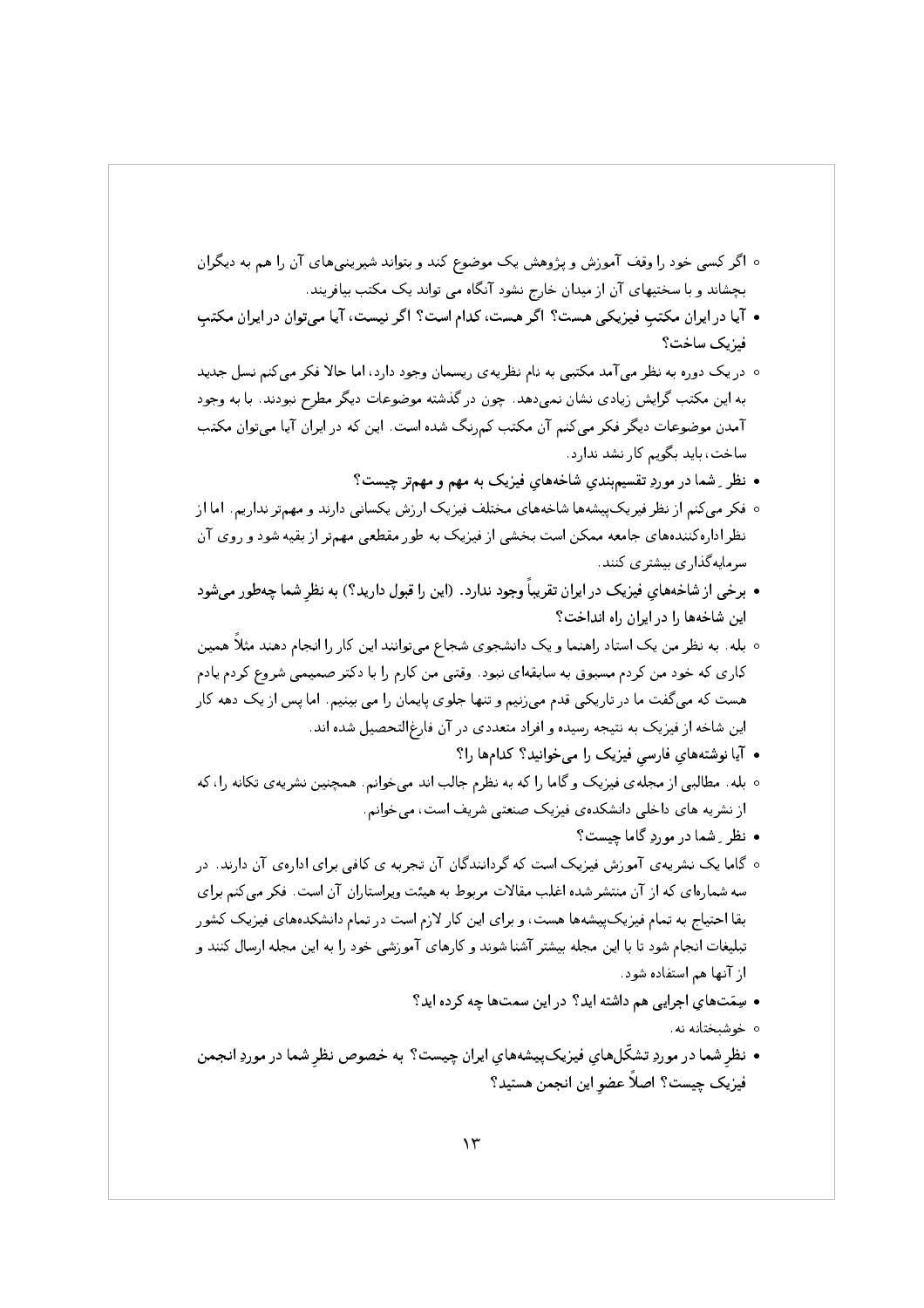- اگر کسی خود را وقف آموزش و پژوهش یک موضوع کند و بتواند شیرینی‌های آن را هم به دیگران بچشاند و با سختیهای آن از میدان خارج نشود آنگاه می تواند یک مکتب بیافریند.

- **آیا در ایران مکتبِ فیزیکی هست؟ اگر هست، کدام است؟ اگر نیست، آیا می‌توان در ایران مکتبِ فیزیک ساخت؟**

- در یک دوره به نظر می‌آمد مکتبی به نام نظریه‌ی ریسمان وجود دارد، اما حالا فکر می‌کنم نسل جدید به این مکتب گرایش زیادی نشان نمی‌دهد. چون در گذشته موضوعات دیگر مطرح نبودند. با به وجود آمدن موضوعات دیگر فکر می‌کنم آن مکتب کم‌رنگ شده است. این که در ایران آیا می‌توان مکتب ساخت، باید بگویم کار نشد ندارد.

- **نظر ِ شما در موردِ تقسیم‌بندیِ شاخه‌هایِ فیزیک به مهم و مهم‌تر چیست؟**

- فکر می‌کنم از نظر فیزیک‌پیشه‌ها شاخه‌های مختلف فیزیک ارزش یکسانی دارند و مهم‌تر نداریم. اما از نظر اداره‌کننده‌های جامعه ممکن است بخشی از فیزیک به طور مقطعی مهم‌تر از بقیه شود و روی آن سرمایه‌گذاری بیشتری کنند.

- **برخی از شاخه‌هایِ فیزیک در ایران تقریباً وجود ندارد. (این را قبول دارید؟) به نظرِ شما چه‌طور می‌شود این شاخه‌ها را در ایران راه انداخت؟**

- بله. به نظر من یک استاد راهنما و یک دانشجوی شجاع می‌توانند این کار را انجام دهند مثلاً همین کاری که خود من کردم مسبوق به سابقه‌ای نبود. وقتی من کارم را با دکتر صمیمی شروع کردم یادم هست که می‌گفت ما در تاریکی قدم می‌زنیم و تنها جلوی پایمان را می بینیم. اما پس از یک دهه کار این شاخه از فیزیک به نتیجه رسیده و افراد متعددی در آن فارغ‌التحصیل شده اند.

- **آیا نوشته‌هایِ فارسیِ فیزیک را می‌خوانید؟ کدام‌ها را؟**

- بله. مطالبی از مجله‌ی فیزیک و گاما را که به نظرم جالب اند می‌خوانم. همچنین نشریه‌ی تکانه را، که از نشریه های داخلی دانشکده‌ی فیزیک صنعتی شریف است، می‌خوانم.

- **نظر ِ شما در موردِ گاما چیست؟**

- گاما یک نشریه‌ی آموزش فیزیک است که گردانندگان آن تجربه ی کافی برای اداره‌ی آن دارند. در سه شماره‌ای که از آن منتشر شده اغلب مقالات مربوط به هیئت ویراستاران آن است. فکر می‌کنم برای بقا احتیاج به تمام فیزیک‌پیشه‌ها هست، و برای این کار لازم است در تمام دانشکده‌های فیزیک کشور تبلیغات انجام شود تا با این مجله بیشتر آشنا شوند و کارهای آموزشی خود را به این مجله ارسال کنند و از آنها هم استفاده شود.

- **سِمَت‌هایِ اجرایی هم داشته اید؟ در این سمت‌ها چه کرده اید؟**

- خوشبختانه نه.

- **نظرِ شما در موردِ تشکّل‌هایِ فیزیک‌پیشه‌هایِ ایران چیست؟ به خصوص نظرِ شما در موردِ انجمن فیزیک چیست؟ اصلاً عضوِ این انجمن هستید؟**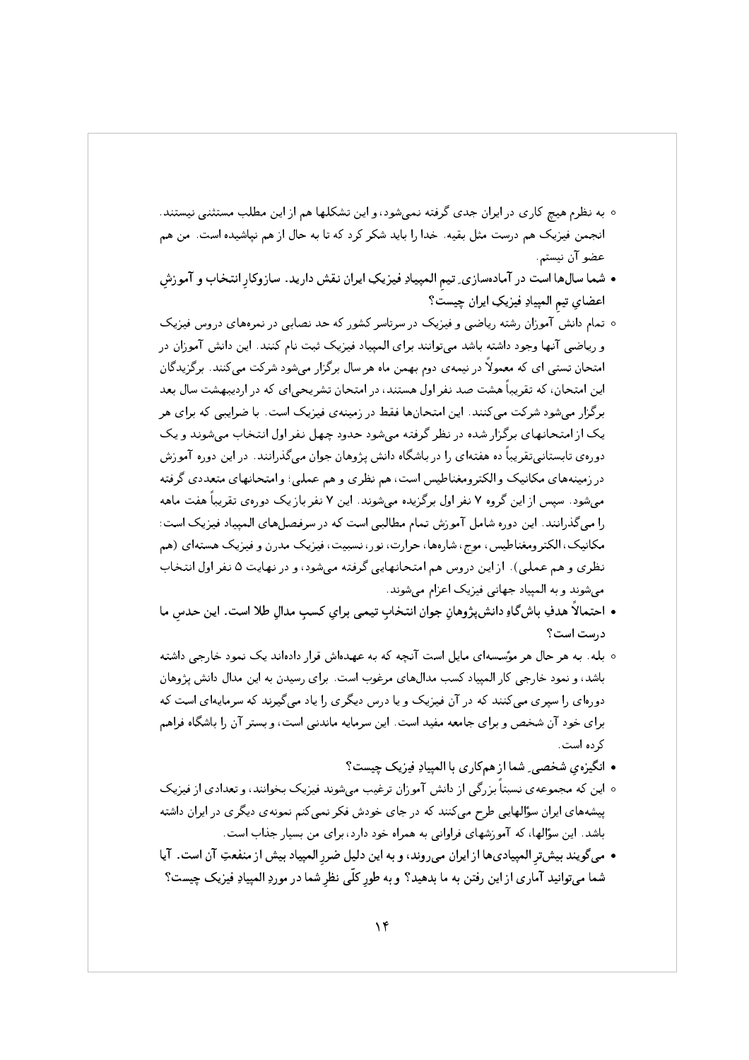- به نظرم هیچ کاری در ایران جدی گرفته نمی‌شود، و این تشکلها هم از این مطلب مستثنی نیستند. انجمن فیزیک هم درست مثل بقیه. خدا را باید شکر کرد که تا به حال از هم نپاشیده است. من هم عضو آن نیستم.

- **شما سال‌ها است در آماده‌سازیِ تیمِ المپیادِ فیزیکِ ایران نقش دارید. سازوکارِ انتخاب و آموزشِ اعضای تیمِ المپیادِ فیزیک ایران چیست؟**

- تمام دانش آموزان رشته ریاضی و فیزیک در سرتاسر کشور که حد نصابی در نمره‌های دروس فیزیک و ریاضی آنها وجود داشته باشد می‌توانند برای المپیاد فیزیک ثبت نام کنند. این دانش آموزان در امتحان تستی ای که معمولاً در نیمه‌ی دوم بهمن ماه هر سال برگزار می‌شود شرکت می‌کنند. برگزیدگان این امتحان، که تقریباً هشت صد نفر اول هستند، در امتحان تشریحی‌ای که در اردیبهشت سال بعد برگزار می‌شود شرکت می‌کنند. این امتحان‌ها فقط در زمینه‌ی فیزیک است. با ضرایبی که برای هر یک از امتحانهای برگزار شده در نظر گرفته می‌شود حدود چهل نفر اول انتخاب می‌شوند و یک دوره‌ی تابستانی‌تقریباً ده هفته‌ای را در باشگاه دانش پژوهان جوان می‌گذرانند. در این دوره آموزش در زمینه‌های مکانیک و الکترومغناطیس است، هم نظری و هم عملی؛ و امتحانهای متعددی گرفته می‌شود. سپس از این گروه ۷ نفر اول برگزیده می‌شوند. این ۷ نفر باز یک دوره‌ی تقریباً هفت ماهه را می‌گذرانند. این دوره شامل آموزش تمام مطالبی است که در سرفصل‌های المپیاد فیزیک است: مکانیک، الکترومغناطیس، موج، شاره‌ها، حرارت، نور، نسبیت، فیزیک مدرن و فیزیک هسته‌ای (هم نظری و هم عملی). از این دروس هم امتحانهایی گرفته می‌شود، و در نهایت ۵ نفر اول انتخاب می‌شوند و به المپیاد جهانی فیزیک اعزام می‌شوند.

- **احتمالاً هدفِ باش‌گاهِ دانش‌پژوهانِ جوان انتخابِ تیمی برای کسبِ مدالِ طلا است. این حدسِ ما درست است؟**

- بله. به هر حال هر مؤسسه‌ای مایل است آنچه که به عهده‌اش قرار داده‌اند یک نمود خارجی داشته باشد، و نمود خارجی کار المپیاد کسب مدال‌های مرغوب است. برای رسیدن به این مدال دانش پژوهان دوره‌ای را سپری می‌کنند که در آن فیزیک و یا درس دیگری را یاد می‌گیرند که سرمایه‌ای است که برای خود آن شخص و برای جامعه مفید است. این سرمایه ماندنی است، و بستر آن را باشگاه فراهم کرده است.

- **انگیزه‌ی شخصیِ شما از هم‌کاری با المپیادِ فیزیک چیست؟**

- این که مجموعه‌ی نسبتاً بزرگی از دانش آموزان ترغیب می‌شوند فیزیک بخوانند، و تعدادی از فیزیک پیشه‌های ایران سؤالهایی طرح می‌کنند که در جای خودش فکر نمی‌کنم نمونه‌ی دیگری در ایران داشته باشد. این سؤالها، که آموزشهای فراوانی به همراه خود دارد، برای من بسیار جذاب است.

- **می‌گویند بیش‌ترِ المپیادی‌ها از ایران می‌روند، و به این دلیل ضررِ المپیاد بیش از منفعتِ آن است. آیا شما می‌توانید آماری از این رفتن به ما بدهید؟ و به طورِ کلّی نظرِ شما در موردِ المپیادِ فیزیک چیست؟**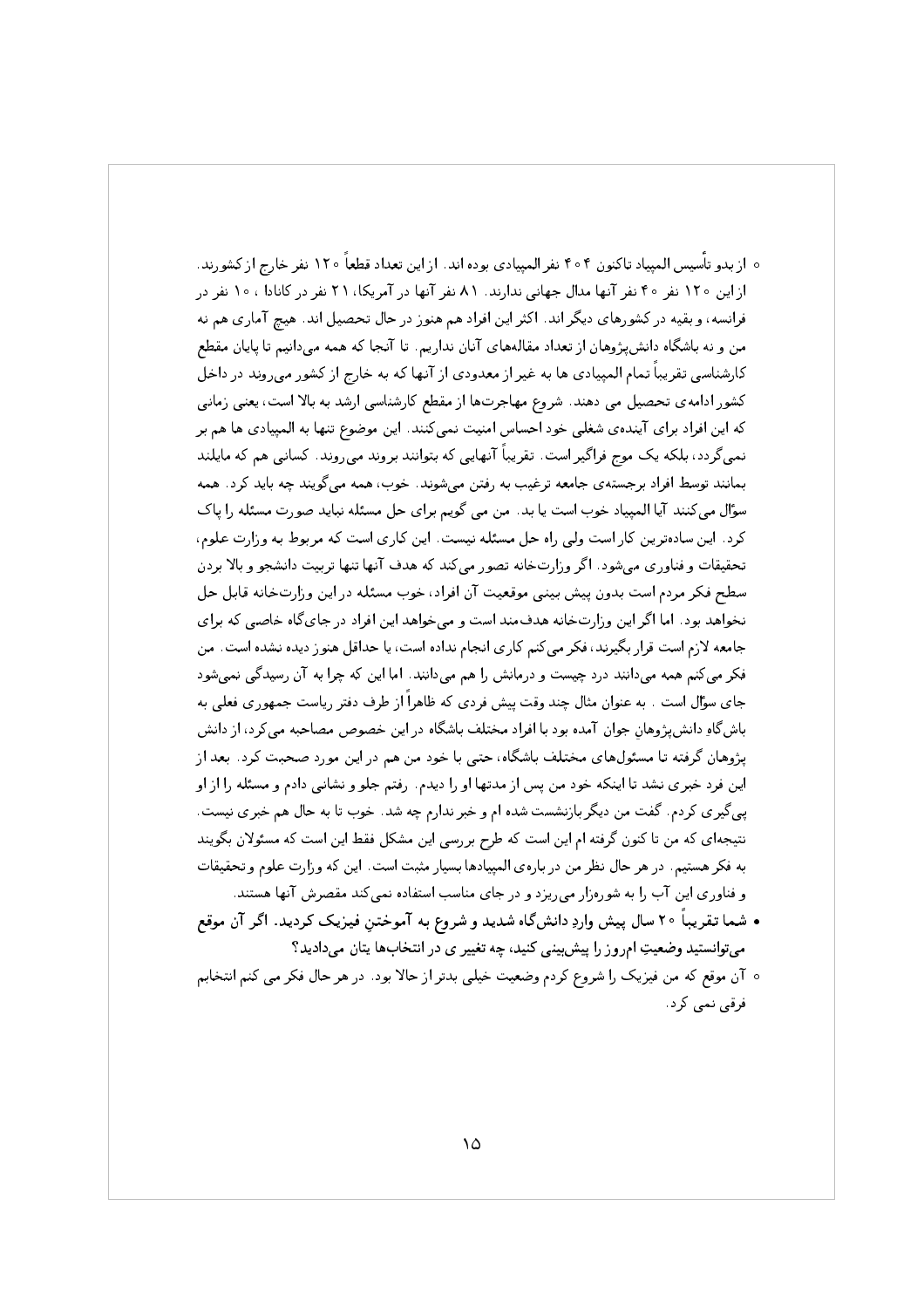- از بدو تأسیس المپیاد تاکنون ۴۰۴ نفر المپیادی بوده اند. از این تعداد قطعاً ۱۲۰ نفر خارج از کشورند. از این ۱۲۰ نفر ۴۰ نفر آنها مدال جهانی ندارند. ۸۱ نفر آنها در آمریکا، ۲۱ نفر در کانادا ، ۱۰ نفر در فرانسه، و بقیه در کشورهای دیگر اند. اکثر این افراد هم هنوز در حال تحصیل اند. هیچ آماری هم نه من و نه باشگاه دانش‌پژوهان از تعداد مقاله‌های آنان نداریم. تا آنجا که همه می‌دانیم تا پایان مقطع کارشناسی تقریباً تمام المپیادی ها به غیر از معدودی از آنها که به خارج از کشور می‌روند در داخل کشور ادامه‌ی تحصیل می دهند. شروع مهاجرت‌ها از مقطع کارشناسی ارشد به بالا است، یعنی زمانی که این افراد برای آینده‌ی شغلی خود احساس امنیت نمی‌کنند. این موضوع تنها به المپیادی ها هم بر نمی‌گردد، بلکه یک موج فراگیر است. تقریباً آنهایی که بتوانند بروند می‌روند. کسانی هم که مایلند بمانند توسط افراد برجسته‌ی جامعه ترغیب به رفتن می‌شوند. خوب، همه می‌گویند چه باید کرد. همه سؤال می‌کنند آیا المپیاد خوب است یا بد. من می گویم برای حل مسئله نباید صورت مسئله را پاک کرد. این ساده‌ترین کار است ولی راه حل مسئله نیست. این کاری است که مربوط به وزارت علوم، تحقیقات و فناوری می‌شود. اگر وزارت‌خانه تصور می‌کند که هدف آنها تنها تربیت دانشجو و بالا بردن سطح فکر مردم است بدون پیش بینی موقعیت آن افراد، خوب مسئله در این وزارت‌خانه قابل حل نخواهد بود. اما اگر این وزارت‌خانه هدف‌مند است و می‌خواهد این افراد در جای‌گاه خاصی که برای جامعه لازم است قرار بگیرند، فکر می‌کنم کاری انجام نداده است، یا حداقل هنوز دیده نشده است. من فکر می‌کنم همه می‌دانند درد چیست و درمانش را هم می‌دانند. اما این که چرا به آن رسیدگی نمی‌شود جای سؤال است . به عنوان مثال چند وقت پیش فردی که ظاهراً از طرف دفتر ریاست جمهوری فعلی به باش‌گاهِ دانش‌پژوهانِ جوان آمده بود با افراد مختلف باشگاه در این خصوص مصاحبه می‌کرد، از دانش پژوهان گرفته تا مسئول‌های مختلف باشگاه، حتی با خود من هم در این مورد صحبت کرد. بعد از این فرد خبری نشد تا اینکه خود من پس از مدتها او را دیدم. رفتم جلو و نشانی دادم و مسئله را از او پی‌گیری کردم. گفت من دیگر بازنشست شده ام و خبر ندارم چه شد. خوب تا به حال هم خبری نیست. نتیجه‌ای که من تا کنون گرفته ام این است که طرح بررسی این مشکل فقط این است که مسئولان بگویند به فکر هستیم. در هر حال نظر من در باره‌ی المپیادها بسیار مثبت است. این که وزارت علوم و تحقیقات و فناوری این آب را به شوره‌زار می‌ریزد و در جای مناسب استفاده نمی‌کند مقصرش آنها هستند.

- **شما تقریباً ۲۰ سال پیش واردِ دانش‌گاه شدید و شروع به آموختنِ فیزیک کردید. اگر آن موقع می‌توانستید وضعیتِ امروز را پیش‌بینی کنید، چه تغییر ی در انتخاب‌ها یتان می‌دادید؟**

- آن موقع که من فیزیک را شروع کردم وضعیت خیلی بدتر از حالا بود. در هر حال فکر می کنم انتخابم فرقی نمی کرد.